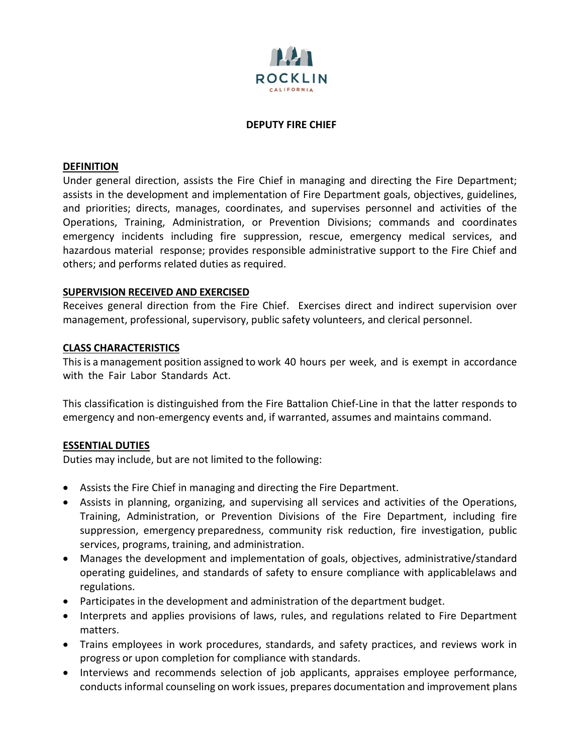# DEPUTY FIRE CHIEF

## DEFINITION

Under general direction, assists the Fire Chief in managing and directing the Fire Department; assists in the development and implementation of Fire Department goals, objectives, guidelines, and priorities; directs, manages, coordinates, and supervises personnel and activities of the Operations, Training, Administration, or Prevention Divisions; commands and coordinates emergency incidents including fire suppression, rescue, emergency medical services, and hazardous material response; provides responsible administrative support to the Fire Chief and others; and performs related duties as required.

## SUPERVISION RECEIVED AND EXERCISED

Receives general direction from the Fire Chief. Exercises direct and indirect supervision over management, professional, supervisory, public safety volunteers, and clerical personnel.

## CLASS CHARACTERISTICS

This is a management position assigned to work 40 hours per week, and is exempt in accordance with the Fair Labor Standards Act.

This classification is distinguished from the Fire Battalion Chief-Line in that the latter responds to emergency and non-emergency events and, if warranted, assumes and maintains command.

## ESSENTIAL DUTIES

Duties may include, but are not limited to the following:

- Assists the Fire Chief in managing and directing the Fire Department.
- Assists in planning, organizing, and supervising all services and activities of the Operations, Training, Administration, or Prevention Divisions of the Fire Department, including fire suppression, emergency preparedness, community risk reduction, fire investigation, public services, programs, training, and administration.
- Manages the development and implementation of goals, objectives, administrative/standard operating guidelines, and standards of safety to ensure compliance with applicablelaws and regulations.
- Participates in the development and administration of the department budget.
- Interprets and applies provisions of laws, rules, and regulations related to Fire Department matters.
- Trains employees in work procedures, standards, and safety practices, and reviews work in progress or upon completion for compliance with standards.
- Interviews and recommends selection of job applicants, appraises employee performance, conducts informal counseling on work issues, prepares documentation and improvement plans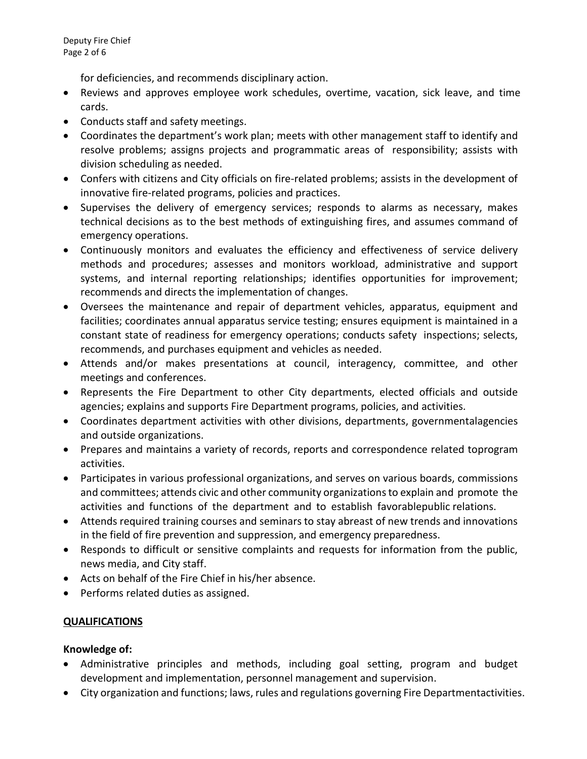for deficiencies, and recommends disciplinary action.

- Reviews and approves employee work schedules, overtime, vacation, sick leave, and time cards.
- Conducts staff and safety meetings.
- Coordinates the department's work plan; meets with other management staff to identify and resolve problems; assigns projects and programmatic areas of responsibility; assists with division scheduling as needed.
- Confers with citizens and City officials on fire-related problems; assists in the development of innovative fire-related programs, policies and practices.
- Supervises the delivery of emergency services; responds to alarms as necessary, makes technical decisions as to the best methods of extinguishing fires, and assumes command of emergency operations.
- Continuously monitors and evaluates the efficiency and effectiveness of service delivery methods and procedures; assesses and monitors workload, administrative and support systems, and internal reporting relationships; identifies opportunities for improvement; recommends and directs the implementation of changes.
- Oversees the maintenance and repair of department vehicles, apparatus, equipment and facilities; coordinates annual apparatus service testing; ensures equipment is maintained in a constant state of readiness for emergency operations; conducts safety inspections; selects, recommends, and purchases equipment and vehicles as needed.
- Attends and/or makes presentations at council, interagency, committee, and other meetings and conferences.
- Represents the Fire Department to other City departments, elected officials and outside agencies; explains and supports Fire Department programs, policies, and activities.
- Coordinates department activities with other divisions, departments, governmentalagencies and outside organizations.
- Prepares and maintains a variety of records, reports and correspondence related toprogram activities.
- Participates in various professional organizations, and serves on various boards, commissions and committees; attends civic and other community organizations to explain and promote the activities and functions of the department and to establish favorablepublic relations.
- Attends required training courses and seminars to stay abreast of new trends and innovations in the field of fire prevention and suppression, and emergency preparedness.
- Responds to difficult or sensitive complaints and requests for information from the public, news media, and City staff.
- Acts on behalf of the Fire Chief in his/her absence.
- Performs related duties as assigned.

## QUALIFICATIONS

**Knowledge of:**

- Administrative principles and methods, including goal setting, program and budget development and implementation, personnel management and supervision.
- City organization and functions; laws, rules and regulations governing Fire Departmentactivities.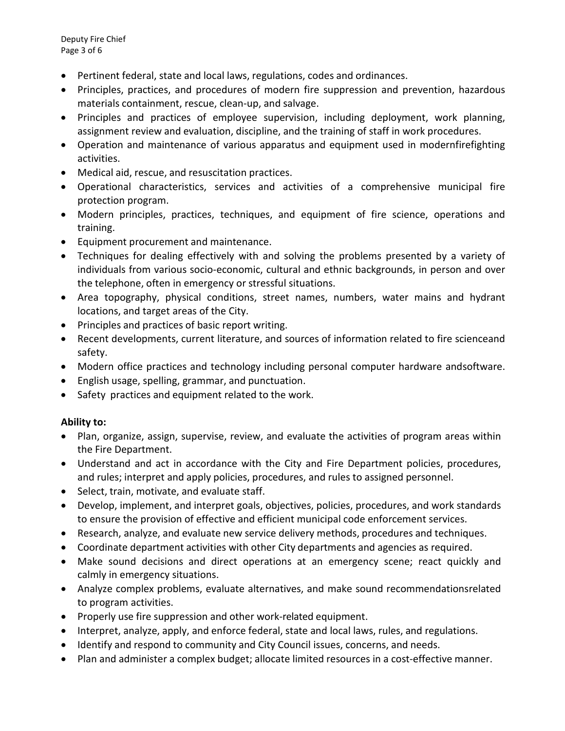- Pertinent federal, state and local laws, regulations, codes and ordinances.
- Principles, practices, and procedures of modern fire suppression and prevention, hazardous materials containment, rescue, clean-up, and salvage.
- Principles and practices of employee supervision, including deployment, work planning, assignment review and evaluation, discipline, and the training of staff in work procedures.
- Operation and maintenance of various apparatus and equipment used in modernfirefighting activities.
- Medical aid, rescue, and resuscitation practices.
- Operational characteristics, services and activities of a comprehensive municipal fire protection program.
- Modern principles, practices, techniques, and equipment of fire science, operations and training.
- Equipment procurement and maintenance.
- Techniques for dealing effectively with and solving the problems presented by a variety of individuals from various socio-economic, cultural and ethnic backgrounds, in person and over the telephone, often in emergency or stressful situations.
- Area topography, physical conditions, street names, numbers, water mains and hydrant locations, and target areas of the City.
- Principles and practices of basic report writing.
- Recent developments, current literature, and sources of information related to fire scienceand safety.
- Modern office practices and technology including personal computer hardware andsoftware.
- English usage, spelling, grammar, and punctuation.
- Safety practices and equipment related to the work.

**Ability to:**

- Plan, organize, assign, supervise, review, and evaluate the activities of program areas within the Fire Department.
- Understand and act in accordance with the City and Fire Department policies, procedures, and rules; interpret and apply policies, procedures, and rules to assigned personnel.
- Select, train, motivate, and evaluate staff.
- Develop, implement, and interpret goals, objectives, policies, procedures, and work standards to ensure the provision of effective and efficient municipal code enforcement services.
- Research, analyze, and evaluate new service delivery methods, procedures and techniques.
- Coordinate department activities with other City departments and agencies as required.
- Make sound decisions and direct operations at an emergency scene; react quickly and calmly in emergency situations.
- Analyze complex problems, evaluate alternatives, and make sound recommendationsrelated to program activities.
- Properly use fire suppression and other work-related equipment.
- Interpret, analyze, apply, and enforce federal, state and local laws, rules, and regulations.
- Identify and respond to community and City Council issues, concerns, and needs.
- Plan and administer a complex budget; allocate limited resources in a cost-effective manner.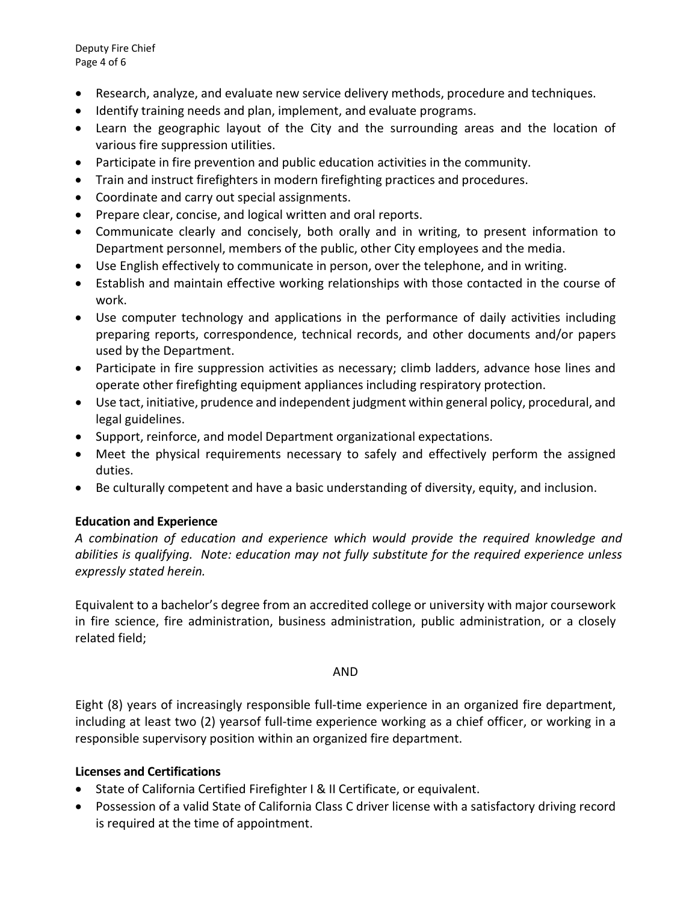- Research, analyze, and evaluate new service delivery methods, procedure and techniques.
- Identify training needs and plan, implement, and evaluate programs.
- Learn the geographic layout of the City and the surrounding areas and the location of various fire suppression utilities.
- Participate in fire prevention and public education activities in the community.
- Train and instruct firefighters in modern firefighting practices and procedures.
- Coordinate and carry out special assignments.
- Prepare clear, concise, and logical written and oral reports.
- Communicate clearly and concisely, both orally and in writing, to present information to Department personnel, members of the public, other City employees and the media.
- Use English effectively to communicate in person, over the telephone, and in writing.
- Establish and maintain effective working relationships with those contacted in the course of work.
- Use computer technology and applications in the performance of daily activities including preparing reports, correspondence, technical records, and other documents and/or papers used by the Department.
- Participate in fire suppression activities as necessary; climb ladders, advance hose lines and operate other firefighting equipment appliances including respiratory protection.
- Use tact, initiative, prudence and independent judgment within general policy, procedural, and legal guidelines.
- Support, reinforce, and model Department organizational expectations.
- Meet the physical requirements necessary to safely and effectively perform the assigned duties.
- Be culturally competent and have a basic understanding of diversity, equity, and inclusion.

**Education and Experience**

*A combination of education and experience which would provide the required knowledge and abilities is qualifying. Note: education may not fully substitute for the required experience unless expressly stated herein.*

Equivalent to a bachelor's degree from an accredited college or university with major coursework in fire science, fire administration, business administration, public administration, or a closely related field;

AND

Eight (8) years of increasingly responsible full-time experience in an organized fire department, including at least two (2) yearsof full-time experience working as a chief officer, or working in a responsible supervisory position within an organized fire department.

**Licenses and Certifications**

- State of California Certified Firefighter I & II Certificate, or equivalent.
- Possession of a valid State of California Class C driver license with a satisfactory driving record is required at the time of appointment.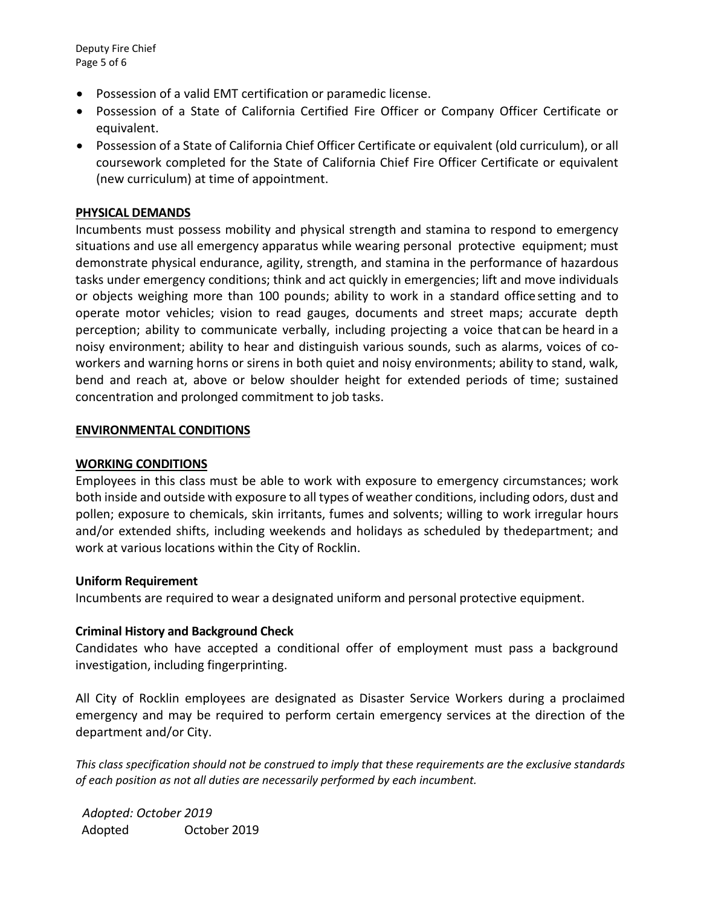- Possession of a valid EMT certification or paramedic license.
- Possession of a State of California Certified Fire Officer or Company Officer Certificate or equivalent.
- Possession of a State of California Chief Officer Certificate or equivalent (old curriculum), or all coursework completed for the State of California Chief Fire Officer Certificate or equivalent (new curriculum) at time of appointment.

**PHYSICAL DEMANDS**

Incumbents must possess mobility and physical strength and stamina to respond to emergency situations and use all emergency apparatus while wearing personal protective equipment; must demonstrate physical endurance, agility, strength, and stamina in the performance of hazardous tasks under emergency conditions; think and act quickly in emergencies; lift and move individuals or objects weighing more than 100 pounds; ability to work in a standard office setting and to operate motor vehicles; vision to read gauges, documents and street maps; accurate depth perception; ability to communicate verbally, including projecting a voice that can be heard in a noisy environment; ability to hear and distinguish various sounds, such as alarms, voices of co-workers and warning horns or sirens in both quiet and noisy environments; ability to stand, walk, bend and reach at, above or below shoulder height for extended periods of time; sustained concentration and prolonged commitment to job tasks.

**ENVIRONMENTAL CONDITIONS**

**WORKING CONDITIONS**

Employees in this class must be able to work with exposure to emergency circumstances; work both inside and outside with exposure to all types of weather conditions, including odors, dust and pollen; exposure to chemicals, skin irritants, fumes and solvents; willing to work irregular hours and/or extended shifts, including weekends and holidays as scheduled by the department; and work at various locations within the City of Rocklin.

**Uniform Requirement**

Incumbents are required to wear a designated uniform and personal protective equipment.

**Criminal History and Background Check**

Candidates who have accepted a conditional offer of employment must pass a background investigation, including fingerprinting.

All City of Rocklin employees are designated as Disaster Service Workers during a proclaimed emergency and may be required to perform certain emergency services at the direction of the department and/or City.

*This class specification should not be construed to imply that these requirements are the exclusive standards of each position as not all duties are necessarily performed by each incumbent.*

*Adopted: October 2019*

Adopted October 2019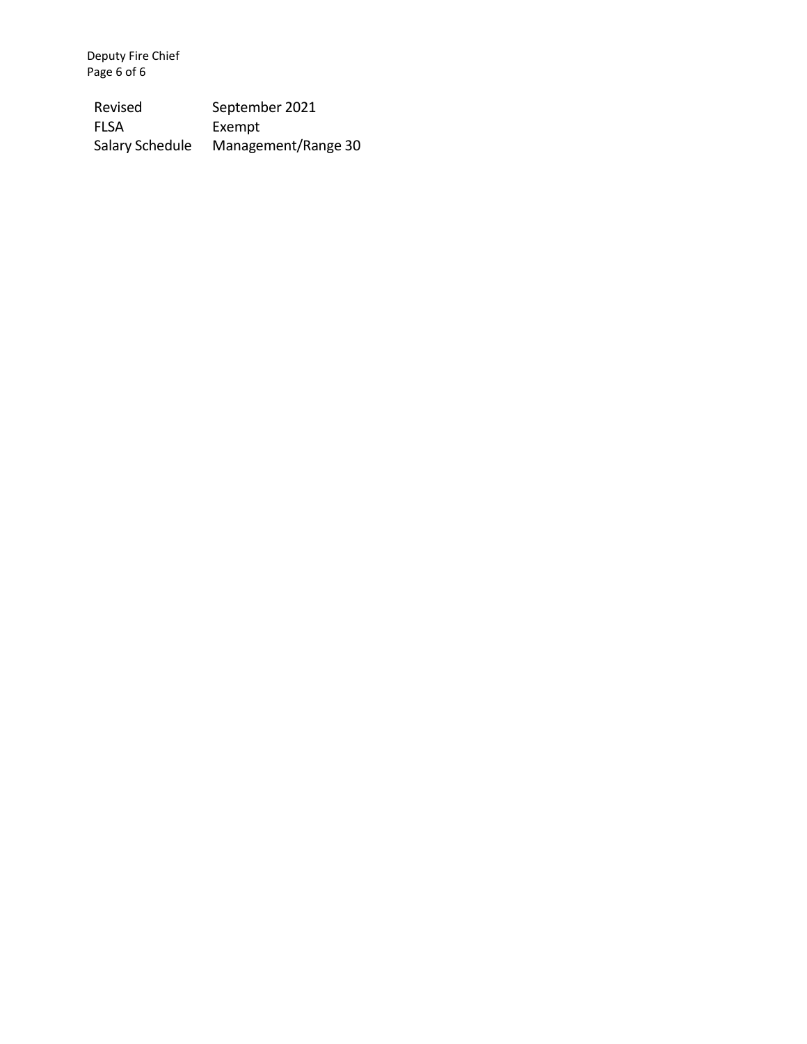| | |
|---|---|
| Revised | September 2021 |
| FLSA | Exempt |
| Salary Schedule | Management/Range 30 |